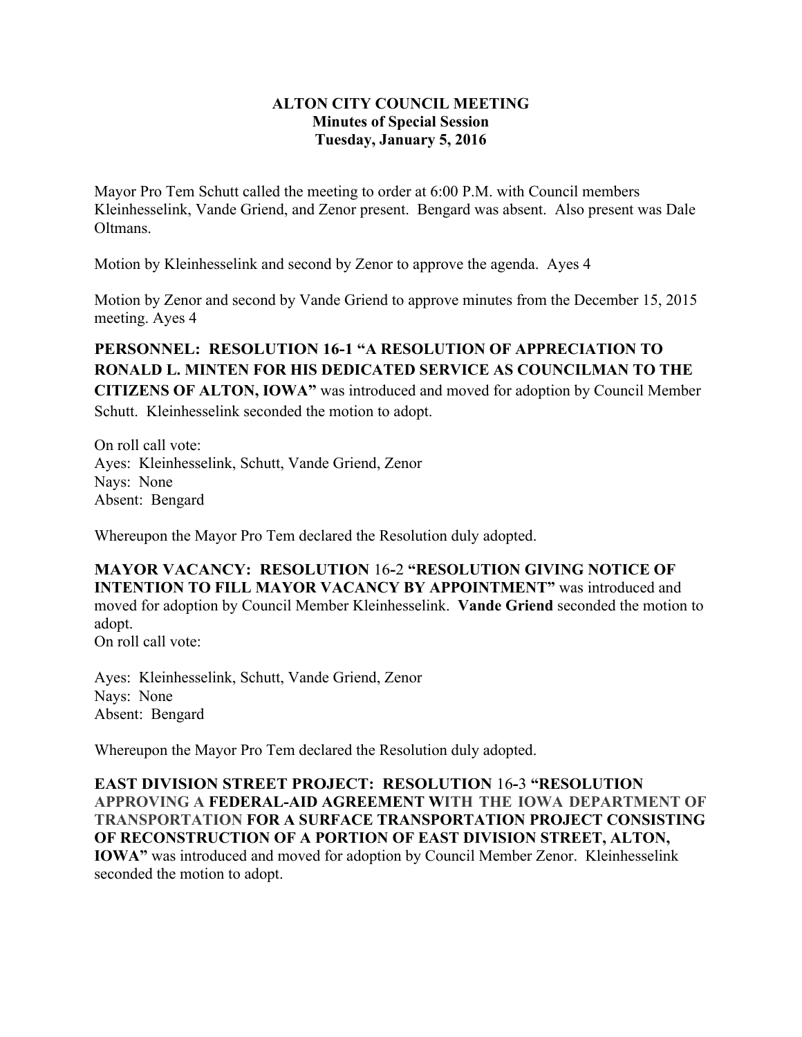**ALTON CITY COUNCIL MEETING**
**Minutes of Special Session**
**Tuesday, January 5, 2016**

Mayor Pro Tem Schutt called the meeting to order at 6:00 P.M. with Council members Kleinhesselink, Vande Griend, and Zenor present. Bengard was absent. Also present was Dale Oltmans.

Motion by Kleinhesselink and second by Zenor to approve the agenda. Ayes 4

Motion by Zenor and second by Vande Griend to approve minutes from the December 15, 2015 meeting. Ayes 4

**PERSONNEL: RESOLUTION 16-1 "A RESOLUTION OF APPRECIATION TO RONALD L. MINTEN FOR HIS DEDICATED SERVICE AS COUNCILMAN TO THE CITIZENS OF ALTON, IOWA"** was introduced and moved for adoption by Council Member Schutt. Kleinhesselink seconded the motion to adopt.

On roll call vote:
Ayes: Kleinhesselink, Schutt, Vande Griend, Zenor
Nays: None
Absent: Bengard

Whereupon the Mayor Pro Tem declared the Resolution duly adopted.

**MAYOR VACANCY: RESOLUTION** 16-2 **"RESOLUTION GIVING NOTICE OF INTENTION TO FILL MAYOR VACANCY BY APPOINTMENT"** was introduced and moved for adoption by Council Member Kleinhesselink. **Vande Griend** seconded the motion to adopt.
On roll call vote:

Ayes: Kleinhesselink, Schutt, Vande Griend, Zenor
Nays: None
Absent: Bengard

Whereupon the Mayor Pro Tem declared the Resolution duly adopted.

**EAST DIVISION STREET PROJECT: RESOLUTION** 16-3 **"RESOLUTION APPROVING A FEDERAL-AID AGREEMENT WITH THE IOWA DEPARTMENT OF TRANSPORTATION FOR A SURFACE TRANSPORTATION PROJECT CONSISTING OF RECONSTRUCTION OF A PORTION OF EAST DIVISION STREET, ALTON, IOWA"** was introduced and moved for adoption by Council Member Zenor. Kleinhesselink seconded the motion to adopt.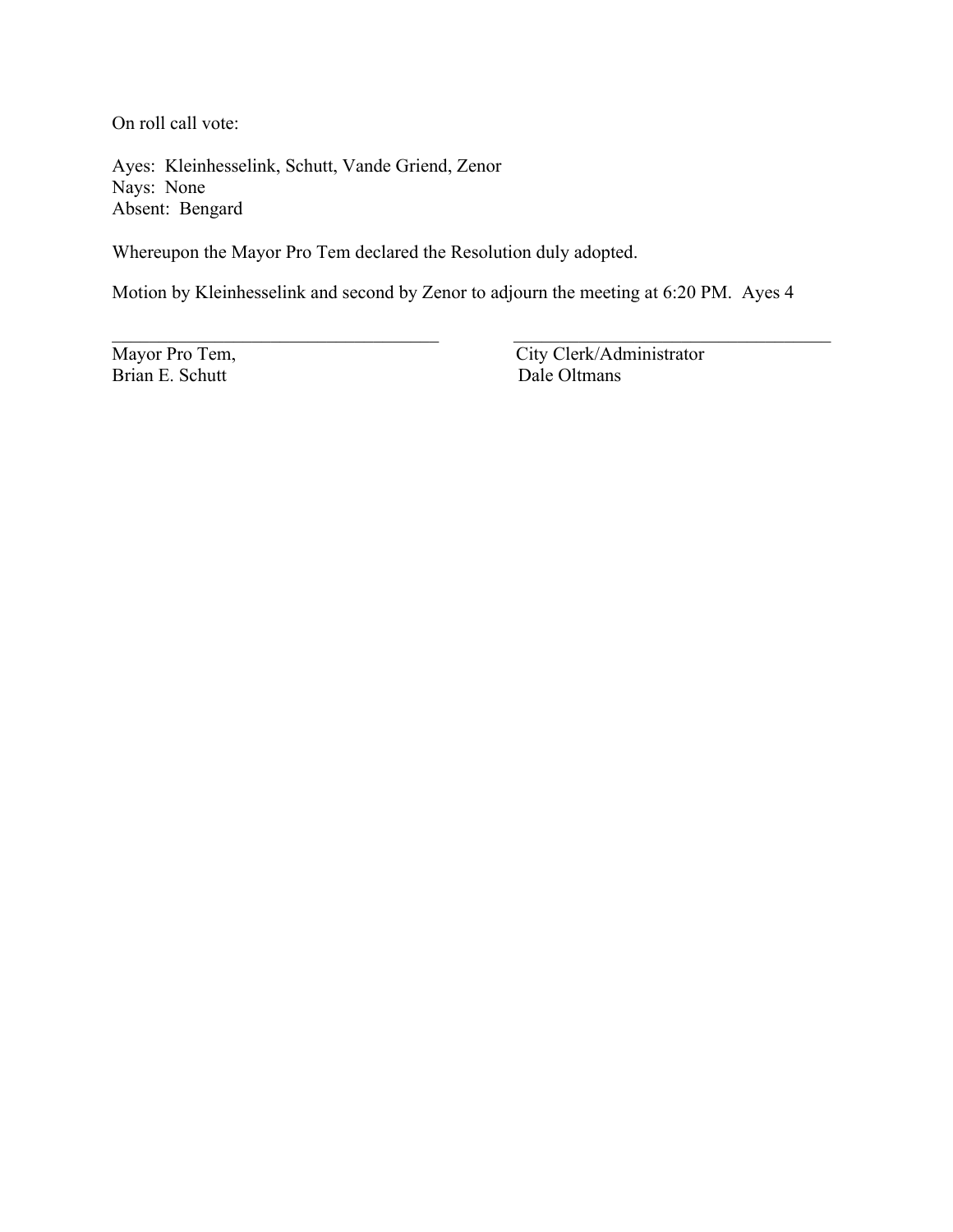On roll call vote:

Ayes: Kleinhesselink, Schutt, Vande Griend, Zenor
Nays: None
Absent: Bengard

Whereupon the Mayor Pro Tem declared the Resolution duly adopted.

Motion by Kleinhesselink and second by Zenor to adjourn the meeting at 6:20 PM. Ayes 4

| | |
|---|---|
| \_\_\_\_\_\_\_\_\_\_\_\_\_\_\_\_\_\_\_\_\_\_\_\_\_\_\_\_\_\_\_\_\_\_\_\_ | \_\_\_\_\_\_\_\_\_\_\_\_\_\_\_\_\_\_\_\_\_\_\_\_\_\_\_\_\_\_\_\_\_\_\_\_ |
| Mayor Pro Tem, | City Clerk/Administrator |
| Brian E. Schutt | Dale Oltmans |